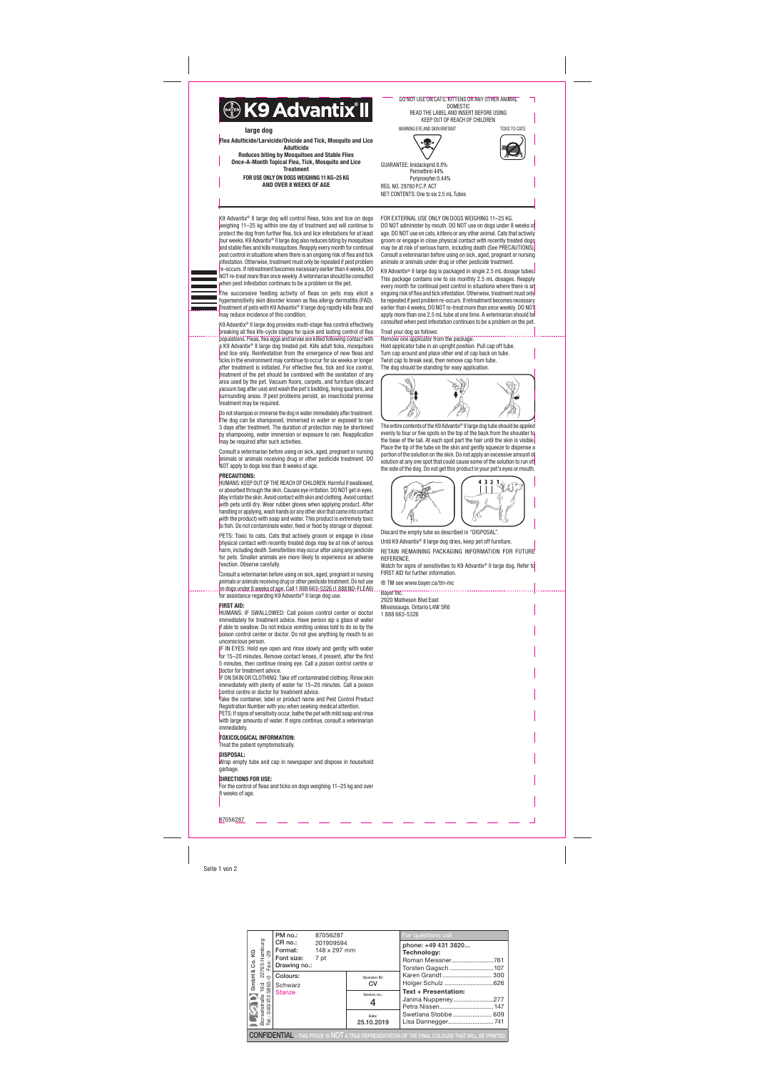# K9 Advantix® II

**large dog**

**Flea Adulticide/Larvicide/Ovicide and Tick, Mosquito and Lice Adulticide**

**Reduces biting by Mosquitoes and Stable Flies**

**Once-A-Month Topical Flea, Tick, Mosquito and Lice Treatment**

**FOR USE ONLY ON DOGS WEIGHING 11 KG–25 KG AND OVER 8 WEEKS OF AGE**

DO NOT USE ON CATS, KITTENS OR ANY OTHER ANIMAL

DOMESTIC

READ THE LABEL AND INSERT BEFORE USING

KEEP OUT OF REACH OF CHILDREN

WARNING EYE AND SKIN IRRITANT

TOXIC TO CATS

GUARANTEE: Imidacloprid 8.8%
Permethrin 44%
Pyriproxyfen 0.44%

REG. NO. 29780 P.C.P. ACT

NET CONTENTS: One to six 2.5 mL Tubes

K9 Advantix® II large dog will control fleas, ticks and lice on dogs weighing 11–25 kg within one day of treatment and will continue to protect the dog from further flea, tick and lice infestations for at least four weeks. K9 Advantix® II large dog also reduces biting by mosquitoes and stable flies and kills mosquitoes. Reapply every month for continual pest control in situations where there is an ongoing risk of flea and tick infestation. Otherwise, treatment must only be repeated if pest problem re-occurs. If retreatment becomes necessary earlier than 4 weeks, DO NOT re-treat more than once weekly. A veterinarian should be consulted when pest infestation continues to be a problem on the pet.

The successive feeding activity of fleas on pets may elicit a hypersensitivity skin disorder known as flea allergy dermatitis (FAD). Treatment of pets with K9 Advantix® II large dog rapidly kills fleas and may reduce incidence of this condition.

K9 Advantix® II large dog provides multi-stage flea control effectively breaking all flea life-cycle stages for quick and lasting control of flea populations. Fleas, flea eggs and larvae are killed following contact with a K9 Advantix® II large dog treated pet. Kills adult ticks, mosquitoes and lice only. Reinfestation from the emergence of new fleas and ticks in the environment may continue to occur for six weeks or longer after treatment is initiated. For effective flea, tick and lice control, treatment of the pet should be combined with the sanitation of any area used by the pet. Vacuum floors, carpets, and furniture (discard vacuum bag after use) and wash the pet's bedding, living quarters, and surrounding areas. If pest problems persist, an insecticidal premise treatment may be required.

Do not shampoo or immerse the dog in water immediately after treatment. The dog can be shampooed, immersed in water or exposed to rain 3 days after treatment. The duration of protection may be shortened by shampooing, water immersion or exposure to rain. Reapplication may be required after such activities.

Consult a veterinarian before using on sick, aged, pregnant or nursing animals or animals receiving drug or other pesticide treatment. DO NOT apply to dogs less than 8 weeks of age.

## PRECAUTIONS:

HUMANS: KEEP OUT OF THE REACH OF CHILDREN. Harmful if swallowed, or absorbed through the skin. Causes eye irritation. DO NOT get in eyes. May irritate the skin. Avoid contact with skin and clothing. Avoid contact with pets until dry. Wear rubber gloves when applying product. After handling or applying, wash hands (or any other skin that came into contact with the product) with soap and water. This product is extremely toxic to fish. Do not contaminate water, feed or food by storage or disposal.

PETS: Toxic to cats. Cats that actively groom or engage in close physical contact with recently treated dogs may be at risk of serious harm, including death. Sensitivities may occur after using any pesticide for pets. Smaller animals are more likely to experience an adverse reaction. Observe carefully.

Consult a veterinarian before using on sick, aged, pregnant or nursing animals or animals receiving drug or other pesticide treatment. Do not use on dogs under 8 weeks of age. Call 1 888 663-5326 (1 888 NO-FLEA6) for assistance regarding K9 Advantix® II large dog use.

## FIRST AID:

HUMANS: IF SWALLOWED: Call poison control center or doctor immediately for treatment advice. Have person sip a glass of water if able to swallow. Do not induce vomiting unless told to do so by the poison control center or doctor. Do not give anything by mouth to an unconscious person.

IF IN EYES: Hold eye open and rinse slowly and gently with water for 15–20 minutes. Remove contact lenses, if present, after the first 5 minutes, then continue rinsing eye. Call a poison control centre or doctor for treatment advice.

IF ON SKIN OR CLOTHING: Take off contaminated clothing. Rinse skin immediately with plenty of water for 15–20 minutes. Call a poison control centre or doctor for treatment advice.

Take the container, label or product name and Pest Control Product Registration Number with you when seeking medical attention.

PETS: If signs of sensitivity occur, bathe the pet with mild soap and rinse with large amounts of water. If signs continue, consult a veterinarian immediately.

## TOXICOLOGICAL INFORMATION:

Treat the patient symptomatically.

## DISPOSAL:

Wrap empty tube and cap in newspaper and dispose in household garbage.

## DIRECTIONS FOR USE:

For the control of fleas and ticks on dogs weighing 11–25 kg and over 8 weeks of age.

FOR EXTERNAL USE ONLY ON DOGS WEIGHING 11–25 KG.

DO NOT administer by mouth. DO NOT use on dogs under 8 weeks of age. DO NOT use on cats, kittens or any other animal. Cats that actively groom or engage in close physical contact with recently treated dogs may be at risk of serious harm, including death (See PRECAUTIONS). Consult a veterinarian before using on sick, aged, pregnant or nursing animals or animals under drug or other pesticide treatment.

K9 Advantix® II large dog is packaged in single 2.5 mL dosage tubes. This package contains one to six monthly 2.5 mL dosages. Reapply every month for continual pest control in situations where there is an ongoing risk of flea and tick infestation. Otherwise, treatment must only be repeated if pest problem re-occurs. If retreatment becomes necessary earlier than 4 weeks, DO NOT re-treat more than once weekly. DO NOT apply more than one 2.5 mL tube at one time. A veterinarian should be consulted when pest infestation continues to be a problem on the pet.

Treat your dog as follows:

Remove one applicator from the package.

Hold applicator tube in an upright position. Pull cap off tube.

Turn cap around and place other end of cap back on tube.

Twist cap to break seal, then remove cap from tube.

The dog should be standing for easy application.

The entire contents of the K9 Advantix® II large dog tube should be applied evenly to four or five spots on the top of the back from the shoulder to the base of the tail. At each spot part the hair until the skin is visible. Place the tip of the tube on the skin and gently squeeze to dispense a portion of the solution on the skin. Do not apply an excessive amount of solution at any one spot that could cause some of the solution to run off the side of the dog. Do not get this product in your pet's eyes or mouth.

4 3 2 1

Discard the empty tube as described in "DISPOSAL".

Until K9 Advantix® II large dog dries, keep pet off furniture.

RETAIN REMAINING PACKAGING INFORMATION FOR FUTURE REFERENCE.

Watch for signs of sensitivities to K9 Advantix® II large dog. Refer to FIRST AID for further information.

® TM see www.bayer.ca/tm-mc

Bayer Inc.
2920 Matheson Blvd East
Mississauga, Ontario L4W 5R6
1 888 663-5326

87056287

Seite 1 von 2

| PM no.: | 87056287 | For questions call |
|---|---|---|
| CR no.: | 201909594 | phone: +49 431 3820... |
| Format: | 148 x 297 mm | **Technology:** Roman Meissner....761, Torsten Gagsch....107, Karen Grandt....300, Holger Schulz....626 |
| Font size: | 7 pt | |
| Drawing no.: | | |
| Colours: Schwarz, Stanze | Operator ID: CV | **Text + Presentation:** Janina Nuppeney....277, Petra Nissen....147, Swetlana Stobbe....609, Lisa Dannegger....741 |
| | Version no.: 4 | |
| | Date: 25.10.2019 | |

GmbH & Co. KG, Borsteler Chaussee / Börsestraße 16d, 22765 Hamburg, Tel.: 040/413 5806-0, Fax: -29

CONFIDENTIAL – THIS PROOF IS NOT A TRUE REPRESENTATION OF THE FINAL COLOURS THAT WILL BE PRINTED.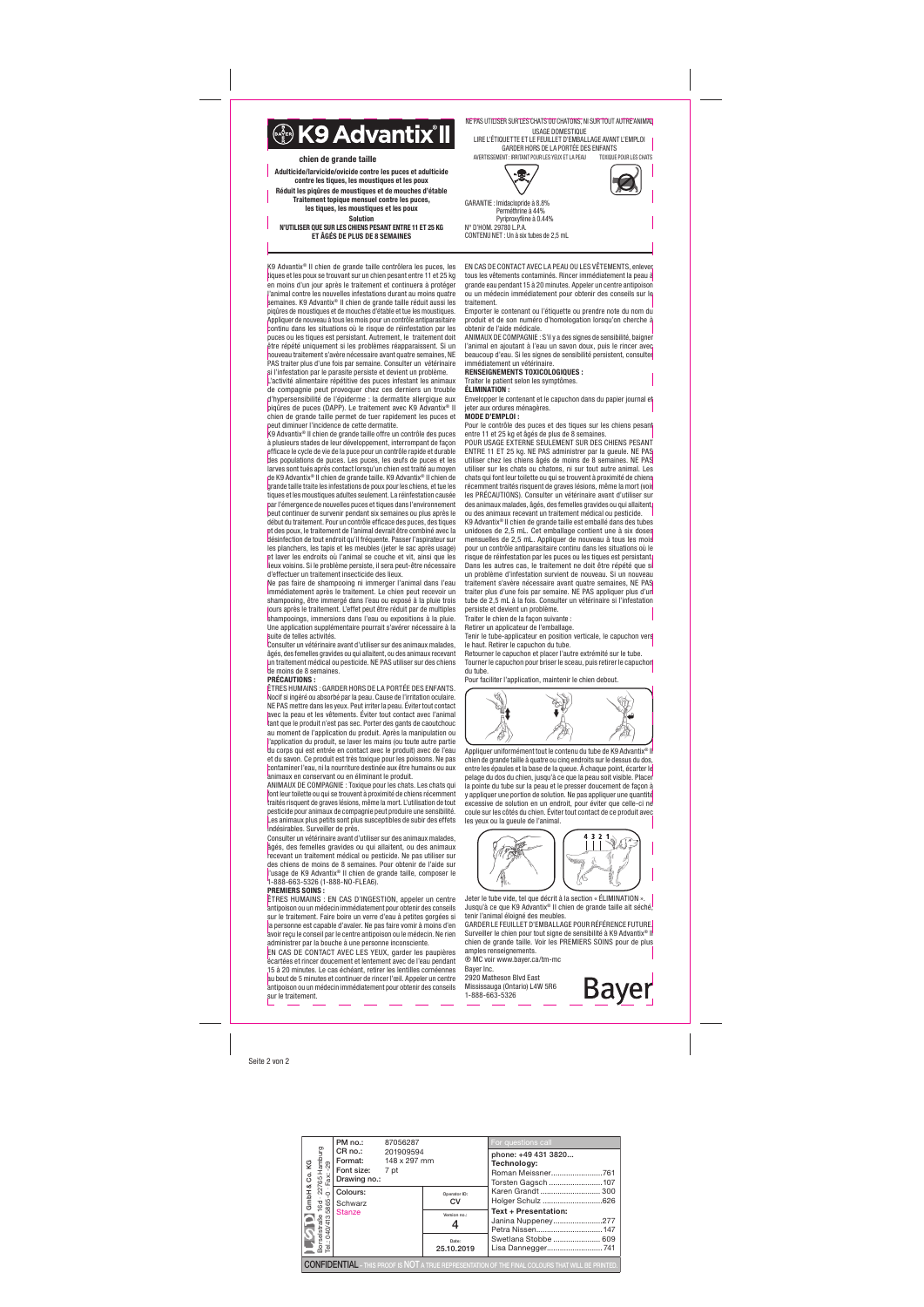# K9 Advantix® II

**chien de grande taille**

**Adulticide/larvicide/ovicide contre les puces et adulticide contre les tiques, les moustiques et les poux**

**Réduit les piqûres de moustiques et de mouches d'étable**

**Traitement topique mensuel contre les puces, les tiques, les moustiques et les poux**

**Solution**

**N'UTILISER QUE SUR LES CHIENS PESANT ENTRE 11 ET 25 KG ET ÂGÉS DE PLUS DE 8 SEMAINES**

NE PAS UTILISER SUR LES CHATS OU CHATONS, NI SUR TOUT AUTRE ANIMAL

USAGE DOMESTIQUE

LIRE L'ÉTIQUETTE ET LE FEUILLET D'EMBALLAGE AVANT L'EMPLOI

GARDER HORS DE LA PORTÉE DES ENFANTS

AVERTISSEMENT : IRRITANT POUR LES YEUX ET LA PEAU TOXIQUE POUR LES CHATS

GARANTIE : Imidaclopride à 8.8%
Perméthrine à 44%
Pyriproxyfène à 0.44%

N° D'HOM. 29780 L.P.A.

CONTENU NET : Un à six tubes de 2,5 mL

K9 Advantix® II chien de grande taille contrôlera les puces, les tiques et les poux se trouvant sur un chien pesant entre 11 et 25 kg en moins d'un jour après le traitement et continuera à protéger l'animal contre les nouvelles infestations durant au moins quatre semaines. K9 Advantix® II chien de grande taille réduit aussi les piqûres de moustiques et de mouches d'étable et tue les moustiques. Appliquer de nouveau à tous les mois pour un contrôle antiparasitaire continu dans les situations où le risque de réinfestation par les puces ou les tiques est persistant. Autrement, le traitement doit être répété uniquement si les problèmes réapparaissent. Si un nouveau traitement s'avère nécessaire avant quatre semaines, NE PAS traiter plus d'une fois par semaine. Consulter un vétérinaire si l'infestation par le parasite persiste et devient un problème.

L'activité alimentaire répétitive des puces infestant les animaux de compagnie peut provoquer chez ces derniers un trouble d'hypersensibilité de l'épiderme : la dermatite allergique aux piqûres de puces (DAPP). Le traitement avec K9 Advantix® II chien de grande taille permet de tuer rapidement les puces et peut diminuer l'incidence de cette dermatite.

K9 Advantix® II chien de grande taille offre un contrôle des puces à plusieurs stades de leur développement, interrompant de façon efficace le cycle de vie de la puce pour un contrôle rapide et durable des populations de puces. Les puces, les œufs de puces et les larves sont tués après contact lorsqu'un chien est traité au moyen de K9 Advantix® II chien de grande taille. K9 Advantix® II chien de grande taille traite les infestations de poux pour les chiens, et tue les tiques et les moustiques adultes seulement. La réinfestation causée par l'émergence de nouvelles puces et tiques dans l'environnement peut continuer de survenir pendant six semaines ou plus après le début du traitement. Pour un contrôle efficace des puces, des tiques et des poux, le traitement de l'animal devrait être combiné avec la désinfection de tout endroit qu'il fréquente. Passer l'aspirateur sur les planchers, les tapis et les meubles (jeter le sac après usage) et laver les endroits où l'animal se couche et vit, ainsi que les lieux voisins. Si le problème persiste, il sera peut-être nécessaire d'effectuer un traitement insecticide des lieux.

Ne pas faire de shampooing ni immerger l'animal dans l'eau immédiatement après le traitement. Le chien peut recevoir un shampooing, être immergé dans l'eau ou exposé à la pluie trois jours après le traitement. L'effet peut être réduit par de multiples shampooings, immersions dans l'eau ou expositions à la pluie. Une application supplémentaire pourrait s'avérer nécessaire à la suite de telles activités.

Consulter un vétérinaire avant d'utiliser sur des animaux malades, âgés, des femelles gravides ou qui allaitent, ou des animaux recevant un traitement médical ou pesticide. NE PAS utiliser sur des chiens de moins de 8 semaines.

**PRÉCAUTIONS :**

ÊTRES HUMAINS : GARDER HORS DE LA PORTÉE DES ENFANTS. Nocif si ingéré ou absorbé par la peau. Cause de l'irritation oculaire. NE PAS mettre dans les yeux. Peut irriter la peau. Éviter tout contact avec la peau et les vêtements. Éviter tout contact avec l'animal tant que le produit n'est pas sec. Porter des gants de caoutchouc au moment de l'application du produit. Après la manipulation ou l'application du produit, se laver les mains (ou toute autre partie du corps qui est entrée en contact avec le produit) avec de l'eau et du savon. Ce produit est très toxique pour les poissons. Ne pas contaminer l'eau, ni la nourriture destinée aux êtres humains ou aux animaux en conservant ou en éliminant le produit.

ANIMAUX DE COMPAGNIE : Toxique pour les chats. Les chats qui font leur toilette ou qui se trouvent à proximité de chiens récemment traités risquent de graves lésions, même la mort. L'utilisation de tout pesticide pour animaux de compagnie peut produire une sensibilité. Les animaux plus petits sont plus susceptibles de subir des effets indésirables. Surveiller de près.

Consulter un vétérinaire avant d'utiliser sur des animaux malades, âgés, des femelles gravides ou qui allaitent, ou des animaux recevant un traitement médical ou pesticide. Ne pas utiliser sur des chiens de moins de 8 semaines. Pour obtenir de l'aide sur l'usage de K9 Advantix® II chien de grande taille, composer le 1-888-663-5326 (1-888-NO-FLEA6).

**PREMIERS SOINS :**

ÊTRES HUMAINS : EN CAS D'INGESTION, appeler un centre antipoison ou un médecin immédiatement pour obtenir des conseils sur le traitement. Faire boire un verre d'eau à petites gorgées si la personne est capable d'avaler. Ne pas faire vomir à moins d'en avoir reçu le conseil par le centre antipoison ou le médecin. Ne rien administrer par la bouche à une personne inconsciente.

EN CAS DE CONTACT AVEC LES YEUX, garder les paupières écartées et rincer doucement et lentement avec de l'eau pendant 15 à 20 minutes. Le cas échéant, retirer les lentilles cornéennes au bout de 5 minutes et continuer de rincer l'œil. Appeler un centre antipoison ou un médecin immédiatement pour obtenir des conseils sur le traitement.

EN CAS DE CONTACT AVEC LA PEAU OU LES VÊTEMENTS, enlever tous les vêtements contaminés. Rincer immédiatement la peau à grande eau pendant 15 à 20 minutes. Appeler un centre antipoison ou un médecin immédiatement pour obtenir des conseils sur le traitement.

Emporter le contenant ou l'étiquette ou prendre note du nom du produit et de son numéro d'homologation lorsqu'on cherche à obtenir de l'aide médicale.

ANIMAUX DE COMPAGNIE : S'il y a des signes de sensibilité, baigner l'animal en ajoutant à l'eau un savon doux, puis le rincer avec beaucoup d'eau. Si les signes de sensibilité persistent, consulter immédiatement un vétérinaire.

**RENSEIGNEMENTS TOXICOLOGIQUES :**

Traiter le patient selon les symptômes.

**ÉLIMINATION :**

Envelopper le contenant et le capuchon dans du papier journal et jeter aux ordures ménagères.

**MODE D'EMPLOI :**

Pour le contrôle des puces et des tiques sur les chiens pesant entre 11 et 25 kg et âgés de plus de 8 semaines.

POUR USAGE EXTERNE SEULEMENT SUR DES CHIENS PESANT ENTRE 11 ET 25 kg. NE PAS administrer par la gueule. NE PAS utiliser chez les chiens âgés de moins de 8 semaines. NE PAS utiliser sur les chats ou chatons, ni sur tout autre animal. Les chats qui font leur toilette ou qui se trouvent à proximité de chiens récemment traités risquent de graves lésions, même la mort (voir les PRÉCAUTIONS). Consulter un vétérinaire avant d'utiliser sur des animaux malades, âgés, des femelles gravides ou qui allaitent, ou des animaux recevant un traitement médical ou pesticide.

K9 Advantix® II chien de grande taille est emballé dans des tubes unidoses de 2,5 mL. Cet emballage contient une à six doses mensuelles de 2,5 mL. Appliquer de nouveau à tous les mois pour un contrôle antiparasitaire continu dans les situations où le risque de réinfestation par les puces ou les tiques est persistant. Dans les autres cas, le traitement ne doit être répété que si un problème d'infestation survient de nouveau. Si un nouveau traitement s'avère nécessaire avant quatre semaines, NE PAS traiter plus d'une fois par semaine. NE PAS appliquer plus d'un tube de 2,5 mL à la fois. Consulter un vétérinaire si l'infestation persiste et devient un problème.

Traiter le chien de la façon suivante :

Retirer un applicateur de l'emballage.

Tenir le tube-applicateur en position verticale, le capuchon vers le haut. Retirer le capuchon du tube.

Retourner le capuchon et placer l'autre extrémité sur le tube. Tourner le capuchon pour briser le sceau, puis retirer le capuchon du tube.

Pour faciliter l'application, maintenir le chien debout.

Appliquer uniformément tout le contenu du tube de K9 Advantix® II chien de grande taille à quatre ou cinq endroits sur le dessus du dos, entre les épaules et la base de la queue. À chaque point, écarter le pelage du dos du chien, jusqu'à ce que la peau soit visible. Placer la pointe du tube sur la peau et le presser doucement de façon à y appliquer une portion de solution. Ne pas appliquer une quantité excessive de solution en un endroit, pour éviter que celle-ci ne coule sur les côtés du chien. Éviter tout contact de ce produit avec les yeux ou la gueule de l'animal.

4 3 2 1

Jeter le tube vide, tel que décrit à la section « ÉLIMINATION ». Jusqu'à ce que K9 Advantix® II chien de grande taille ait séché, tenir l'animal éloigné des meubles.

GARDER LE FEUILLET D'EMBALLAGE POUR RÉFÉRENCE FUTURE. Surveiller le chien pour tout signe de sensibilité à K9 Advantix® II chien de grande taille. Voir les PREMIERS SOINS pour de plus amples renseignements.

® MC voir www.bayer.ca/tm-mc

Bayer Inc.
2920 Matheson Blvd East
Mississauga (Ontario) L4W 5R6
1-888-663-5326

Bayer

| | | | |
|---|---|---|---|
| PM no.: 87056287 | | | For questions call |
| CR no.: 201909594 | | | phone: +49 431 3820... |
| Format: 148 x 297 mm | | | **Technology:** Roman Meissner........761, Torsten Gagsch ........107, Karen Grandt ........300, Holger Schulz ........626 |
| Font size: 7 pt | | | |
| Drawing no.: | | | |
| Colours: Schwarz, Stanze | Operator ID: CV | | **Text + Presentation:** Janina Nuppeney........277, Petra Nissen........147, Swetlana Stobbe ........609, Lisa Dannegger........741 |
| | Version no.: 4 | | |
| | Date: 25.10.2019 | | |

GmbH & Co. KG, Borsselstraße 16d · 22765 Hamburg, Tel.: 040/413 3695-0 · Fax: -29

CONFIDENTIAL – THIS PROOF IS NOT A TRUE REPRESENTATION OF THE FINAL COLOURS THAT WILL BE PRINTED.